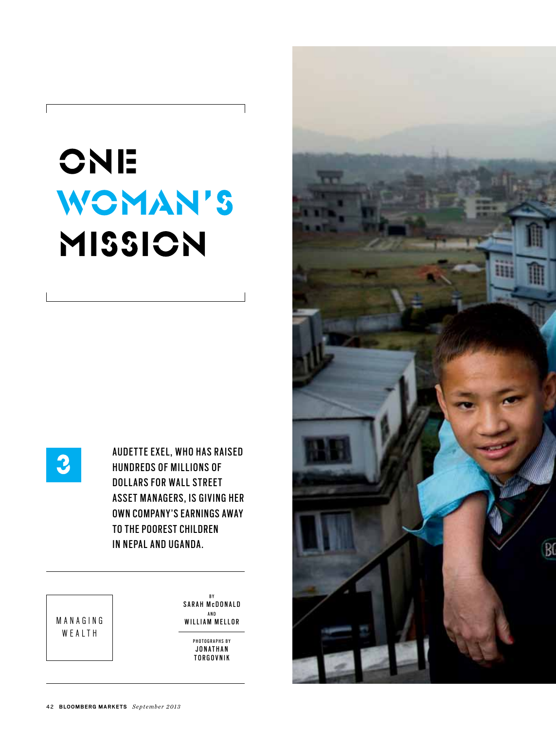# ONE WOMAN'S MISSION

3

AUDETTE EXEL, WHO HAS RAISED HUNDREDS OF MILLIONS OF DOLLARS FOR WALL STREET ASSET MANAGERS, IS GIVING HER OWN COMPANY'S EARNINGS AWAY TO THE POOREST CHILDREN IN NEPAL AND UGANDA.

MANAGING WEALTH

BY SARAH McDONALD AND WILLIAM MELLOR

PHOTOGRAPHS BY JONATHAN TORGOVNIK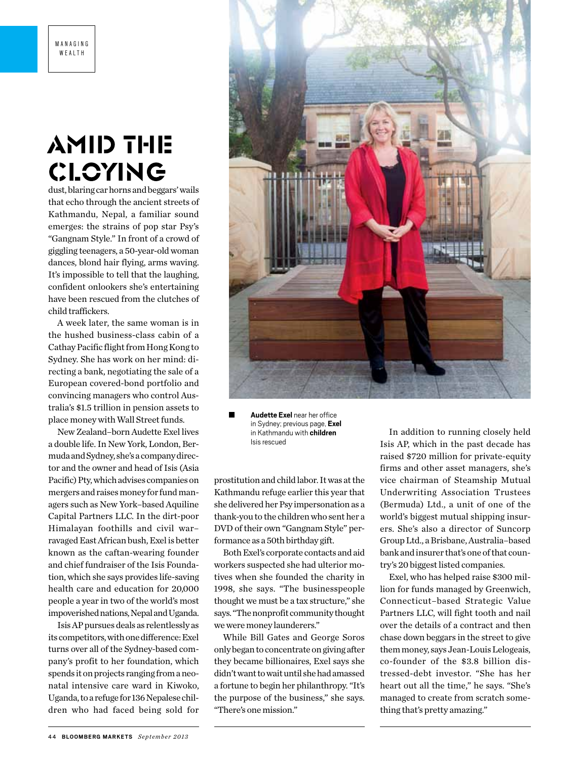MANAGING WEALTH

# AMID THE CLOYING

dust, blaring car horns and beggars' wails that echo through the ancient streets of Kathmandu, Nepal, a familiar sound emerges: the strains of pop star Psy's "Gangnam Style." In front of a crowd of giggling teenagers, a 50-year-old woman dances, blond hair flying, arms waving. It's impossible to tell that the laughing, confident onlookers she's entertaining have been rescued from the clutches of child traffickers.

A week later, the same woman is in the hushed business-class cabin of a Cathay Pacific flight from Hong Kong to Sydney. She has work on her mind: directing a bank, negotiating the sale of a European covered-bond portfolio and convincing managers who control Australia's $1.5 trillion in pension assets to place money with Wall Street funds.

New Zealand–born Audette Exel lives a double life. In New York, London, Bermuda and Sydney, she's a company director and the owner and head of Isis (Asia Pacific) Pty, which advises companies on mergers and raises money for fund managers such as New York–based Aquiline Capital Partners LLC. In the dirt-poor Himalayan foothills and civil war–ravaged East African bush, Exel is better known as the caftan-wearing founder and chief fundraiser of the Isis Foundation, which she says provides life-saving health care and education for 20,000 people a year in two of the world's most impoverished nations, Nepal and Uganda.

Isis AP pursues deals as relentlessly as its competitors, with one difference: Exel turns over all of the Sydney-based company's profit to her foundation, which spends it on projects ranging from a neonatal intensive care ward in Kiwoko, Uganda, to a refuge for 136 Nepalese children who had faced being sold for prostitution and child labor. It was at the Kathmandu refuge earlier this year that she delivered her Psy impersonation as a thank-you to the children who sent her a DVD of their own "Gangnam Style" performance as a 50th birthday gift.

Both Exel's corporate contacts and aid workers suspected she had ulterior motives when she founded the charity in 1998, she says. "The businesspeople thought we must be a tax structure," she says. "The nonprofit community thought we were money launderers."

While Bill Gates and George Soros only began to concentrate on giving after they became billionaires, Exel says she didn't want to wait until she had amassed a fortune to begin her philanthropy. "It's the purpose of the business," she says. "There's one mission."

**Audette Exel** near her office in Sydney; previous page, **Exel** in Kathmandu with **children** Isis rescued

In addition to running closely held Isis AP, which in the past decade has raised $720 million for private-equity firms and other asset managers, she's vice chairman of Steamship Mutual Underwriting Association Trustees (Bermuda) Ltd., a unit of one of the world's biggest mutual shipping insurers. She's also a director of Suncorp Group Ltd., a Brisbane, Australia–based bank and insurer that's one of that country's 20 biggest listed companies.

Exel, who has helped raise $300 million for funds managed by Greenwich, Connecticut–based Strategic Value Partners LLC, will fight tooth and nail over the details of a contract and then chase down beggars in the street to give them money, says Jean-Louis Lelogeais, co-founder of the $3.8 billion distressed-debt investor. "She has her heart out all the time," he says. "She's managed to create from scratch something that's pretty amazing."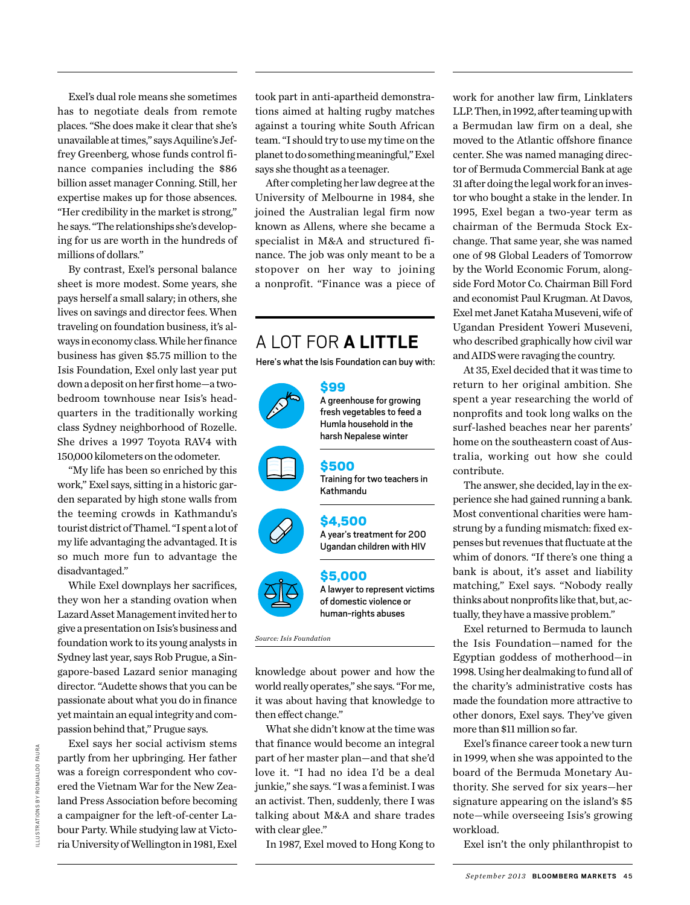Exel's dual role means she sometimes has to negotiate deals from remote places. "She does make it clear that she's unavailable at times," says Aquiline's Jeffrey Greenberg, whose funds control finance companies including the $86 billion asset manager Conning. Still, her expertise makes up for those absences. "Her credibility in the market is strong," he says. "The relationships she's developing for us are worth in the hundreds of millions of dollars."

By contrast, Exel's personal balance sheet is more modest. Some years, she pays herself a small salary; in others, she lives on savings and director fees. When traveling on foundation business, it's always in economy class. While her finance business has given $5.75 million to the Isis Foundation, Exel only last year put down a deposit on her first home—a two-bedroom townhouse near Isis's headquarters in the traditionally working class Sydney neighborhood of Rozelle. She drives a 1997 Toyota RAV4 with 150,000 kilometers on the odometer.

"My life has been so enriched by this work," Exel says, sitting in a historic garden separated by high stone walls from the teeming crowds in Kathmandu's tourist district of Thamel. "I spent a lot of my life advantaging the advantaged. It is so much more fun to advantage the disadvantaged."

While Exel downplays her sacrifices, they won her a standing ovation when Lazard Asset Management invited her to give a presentation on Isis's business and foundation work to its young analysts in Sydney last year, says Rob Prugue, a Singapore-based Lazard senior managing director. "Audette shows that you can be passionate about what you do in finance yet maintain an equal integrity and compassion behind that," Prugue says.

Exel says her social activism stems partly from her upbringing. Her father was a foreign correspondent who covered the Vietnam War for the New Zealand Press Association before becoming a campaigner for the left-of-center Labour Party. While studying law at Victoria University of Wellington in 1981, Exel took part in anti-apartheid demonstrations aimed at halting rugby matches against a touring white South African team. "I should try to use my time on the planet to do something meaningful," Exel says she thought as a teenager.

After completing her law degree at the University of Melbourne in 1984, she joined the Australian legal firm now known as Allens, where she became a specialist in M&A and structured finance. The job was only meant to be a stopover on her way to joining a nonprofit. "Finance was a piece of knowledge about power and how the world really operates," she says. "For me, it was about having that knowledge to then effect change."

What she didn't know at the time was that finance would become an integral part of her master plan—and that she'd love it. "I had no idea I'd be a deal junkie," she says. "I was a feminist. I was an activist. Then, suddenly, there I was talking about M&A and share trades with clear glee."

In 1987, Exel moved to Hong Kong to work for another law firm, Linklaters LLP. Then, in 1992, after teaming up with a Bermudan law firm on a deal, she moved to the Atlantic offshore finance center. She was named managing director of Bermuda Commercial Bank at age 31 after doing the legal work for an investor who bought a stake in the lender. In 1995, Exel began a two-year term as chairman of the Bermuda Stock Exchange. That same year, she was named one of 98 Global Leaders of Tomorrow by the World Economic Forum, alongside Ford Motor Co. Chairman Bill Ford and economist Paul Krugman. At Davos, Exel met Janet Kataha Museveni, wife of Ugandan President Yoweri Museveni, who described graphically how civil war and AIDS were ravaging the country.

At 35, Exel decided that it was time to return to her original ambition. She spent a year researching the world of nonprofits and took long walks on the surf-lashed beaches near her parents' home on the southeastern coast of Australia, working out how she could contribute.

The answer, she decided, lay in the experience she had gained running a bank. Most conventional charities were hamstrung by a funding mismatch: fixed expenses but revenues that fluctuate at the whim of donors. "If there's one thing a bank is about, it's asset and liability matching," Exel says. "Nobody really thinks about nonprofits like that, but, actually, they have a massive problem."

Exel returned to Bermuda to launch the Isis Foundation—named for the Egyptian goddess of motherhood—in 1998. Using her dealmaking to fund all of the charity's administrative costs has made the foundation more attractive to other donors, Exel says. They've given more than $11 million so far.

Exel's finance career took a new turn in 1999, when she was appointed to the board of the Bermuda Monetary Authority. She served for six years—her signature appearing on the island's $5 note—while overseeing Isis's growing workload.

Exel isn't the only philanthropist to

## A LOT FOR **A LITTLE**

Here's what the Isis Foundation can buy with:

**$99**
A greenhouse for growing fresh vegetables to feed a Humla household in the harsh Nepalese winter

**$500**
Training for two teachers in Kathmandu

**$4,500**
A year's treatment for 200 Ugandan children with HIV

**$5,000**
A lawyer to represent victims of domestic violence or human-rights abuses

*Source: Isis Foundation*

ILLUSTRATIONS BY ROMUALDO FAURA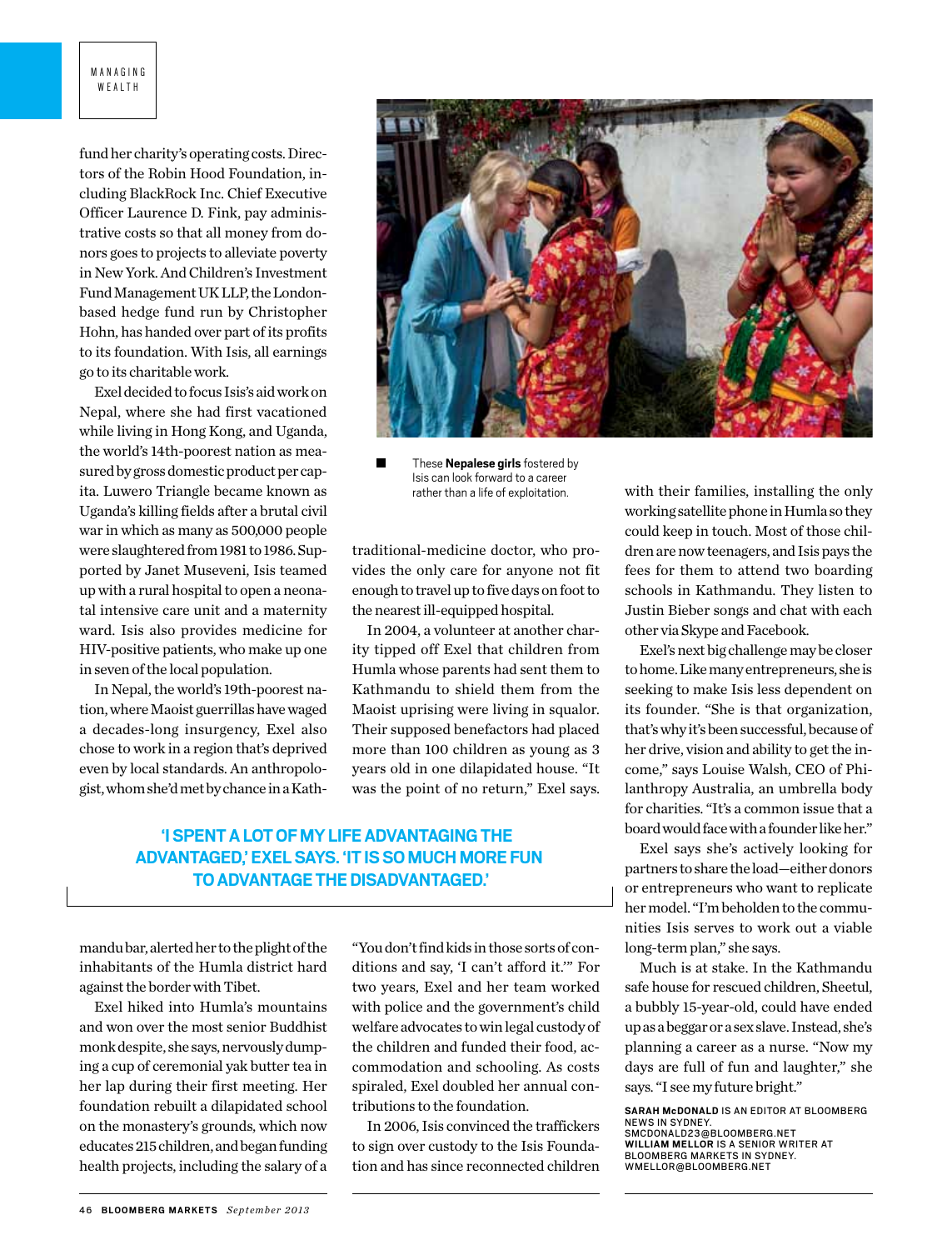fund her charity's operating costs. Directors of the Robin Hood Foundation, including BlackRock Inc. Chief Executive Officer Laurence D. Fink, pay administrative costs so that all money from donors goes to projects to alleviate poverty in New York. And Children's Investment Fund Management UK LLP, the London-based hedge fund run by Christopher Hohn, has handed over part of its profits to its foundation. With Isis, all earnings go to its charitable work.

Exel decided to focus Isis's aid work on Nepal, where she had first vacationed while living in Hong Kong, and Uganda, the world's 14th-poorest nation as measured by gross domestic product per capita. Luwero Triangle became known as Uganda's killing fields after a brutal civil war in which as many as 500,000 people were slaughtered from 1981 to 1986. Supported by Janet Museveni, Isis teamed up with a rural hospital to open a neonatal intensive care unit and a maternity ward. Isis also provides medicine for HIV-positive patients, who make up one in seven of the local population.

In Nepal, the world's 19th-poorest nation, where Maoist guerrillas have waged a decades-long insurgency, Exel also chose to work in a region that's deprived even by local standards. An anthropologist, whom she'd met by chance in a Kathmandu bar, alerted her to the plight of the inhabitants of the Humla district hard against the border with Tibet.

Exel hiked into Humla's mountains and won over the most senior Buddhist monk despite, she says, nervously dumping a cup of ceremonial yak butter tea in her lap during their first meeting. Her foundation rebuilt a dilapidated school on the monastery's grounds, which now educates 215 children, and began funding health projects, including the salary of a traditional-medicine doctor, who provides the only care for anyone not fit enough to travel up to five days on foot to the nearest ill-equipped hospital.

These **Nepalese girls** fostered by Isis can look forward to a career rather than a life of exploitation.

In 2004, a volunteer at another charity tipped off Exel that children from Humla whose parents had sent them to Kathmandu to shield them from the Maoist uprising were living in squalor. Their supposed benefactors had placed more than 100 children as young as 3 years old in one dilapidated house. "It was the point of no return," Exel says. "You don't find kids in those sorts of conditions and say, 'I can't afford it.'" For two years, Exel and her team worked with police and the government's child welfare advocates to win legal custody of the children and funded their food, accommodation and schooling. As costs spiraled, Exel doubled her annual contributions to the foundation.

**'I SPENT A LOT OF MY LIFE ADVANTAGING THE ADVANTAGED,' EXEL SAYS. 'IT IS SO MUCH MORE FUN TO ADVANTAGE THE DISADVANTAGED.'**

In 2006, Isis convinced the traffickers to sign over custody to the Isis Foundation and has since reconnected children with their families, installing the only working satellite phone in Humla so they could keep in touch. Most of those children are now teenagers, and Isis pays the fees for them to attend two boarding schools in Kathmandu. They listen to Justin Bieber songs and chat with each other via Skype and Facebook.

Exel's next big challenge may be closer to home. Like many entrepreneurs, she is seeking to make Isis less dependent on its founder. "She is that organization, that's why it's been successful, because of her drive, vision and ability to get the income," says Louise Walsh, CEO of Philanthropy Australia, an umbrella body for charities. "It's a common issue that a board would face with a founder like her."

Exel says she's actively looking for partners to share the load—either donors or entrepreneurs who want to replicate her model. "I'm beholden to the communities Isis serves to work out a viable long-term plan," she says.

Much is at stake. In the Kathmandu safe house for rescued children, Sheetul, a bubbly 15-year-old, could have ended up as a beggar or a sex slave. Instead, she's planning a career as a nurse. "Now my days are full of fun and laughter," she says. "I see my future bright."

**SARAH McDONALD** IS AN EDITOR AT BLOOMBERG NEWS IN SYDNEY. SMCDONALD23@BLOOMBERG.NET
**WILLIAM MELLOR** IS A SENIOR WRITER AT BLOOMBERG MARKETS IN SYDNEY. WMELLOR@BLOOMBERG.NET